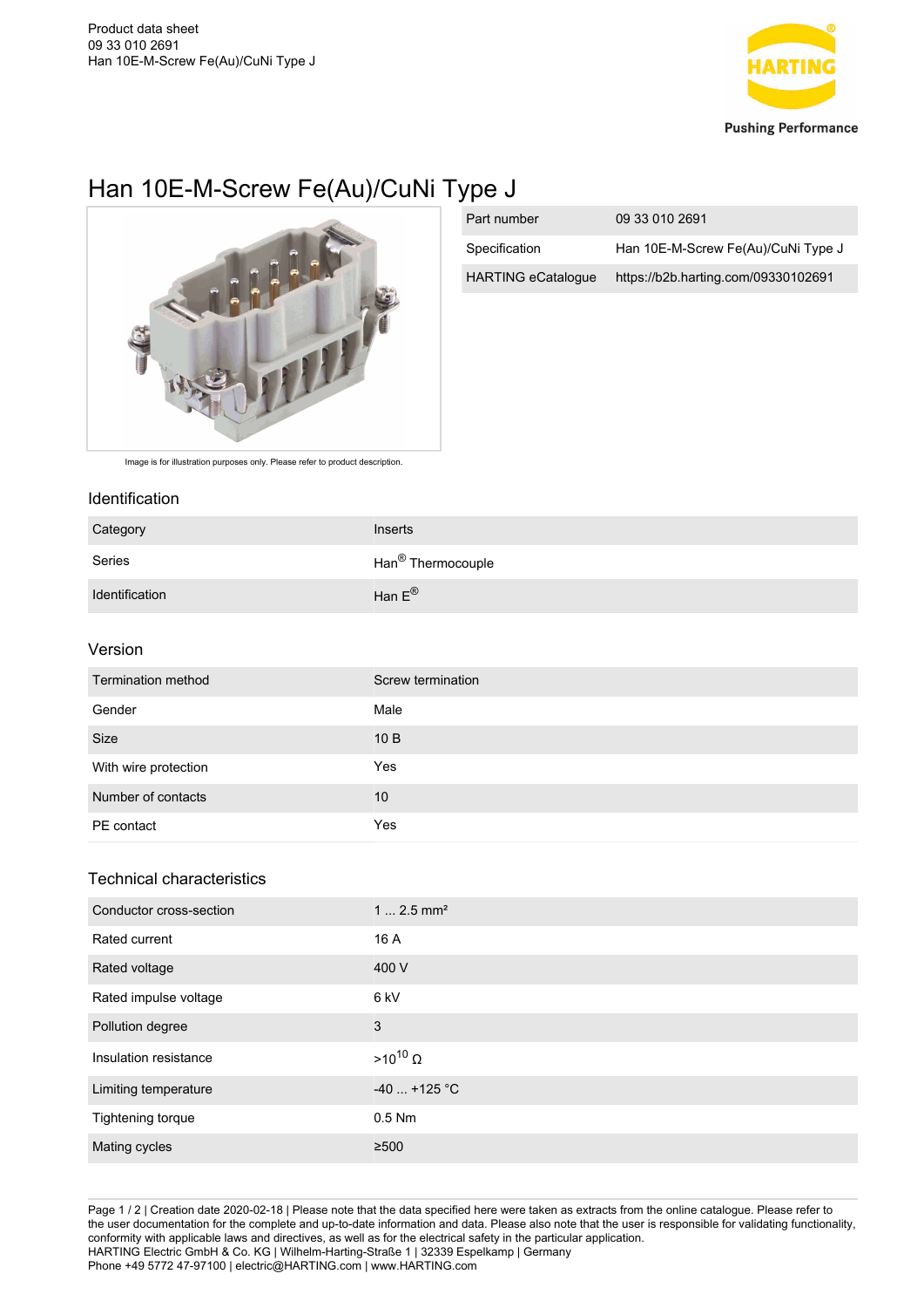Product data sheet
09 33 010 2691
Han 10E-M-Screw Fe(Au)/CuNi Type J

HARTING
Pushing Performance

# Han 10E-M-Screw Fe(Au)/CuNi Type J

| | |
|---|---|
| Part number | 09 33 010 2691 |
| Specification | Han 10E-M-Screw Fe(Au)/CuNi Type J |
| HARTING eCatalogue | https://b2b.harting.com/09330102691 |

Image is for illustration purposes only. Please refer to product description.

## Identification

| | |
|---|---|
| Category | Inserts |
| Series | Han® Thermocouple |
| Identification | Han E® |

## Version

| | |
|---|---|
| Termination method | Screw termination |
| Gender | Male |
| Size | 10 B |
| With wire protection | Yes |
| Number of contacts | 10 |
| PE contact | Yes |

## Technical characteristics

| | |
|---|---|
| Conductor cross-section | 1 ... 2.5 mm² |
| Rated current | 16 A |
| Rated voltage | 400 V |
| Rated impulse voltage | 6 kV |
| Pollution degree | 3 |
| Insulation resistance | $>10^{10}$ Ω |
| Limiting temperature | -40 ... +125 °C |
| Tightening torque | 0.5 Nm |
| Mating cycles | ≥500 |

Page 1 / 2 | Creation date 2020-02-18 | Please note that the data specified here were taken as extracts from the online catalogue. Please refer to the user documentation for the complete and up-to-date information and data. Please also note that the user is responsible for validating functionality, conformity with applicable laws and directives, as well as for the electrical safety in the particular application.
HARTING Electric GmbH & Co. KG | Wilhelm-Harting-Straße 1 | 32339 Espelkamp | Germany
Phone +49 5772 47-97100 | electric@HARTING.com | www.HARTING.com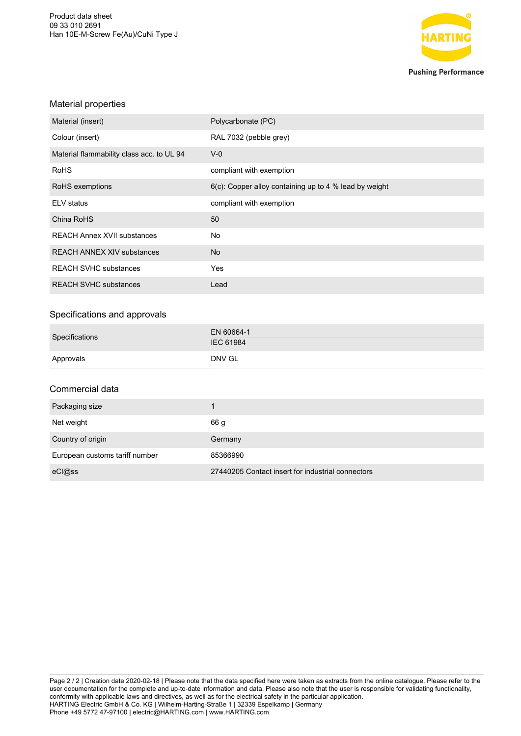## Material properties

| | |
|---|---|
| Material (insert) | Polycarbonate (PC) |
| Colour (insert) | RAL 7032 (pebble grey) |
| Material flammability class acc. to UL 94 | V-0 |
| RoHS | compliant with exemption |
| RoHS exemptions | 6(c): Copper alloy containing up to 4 % lead by weight |
| ELV status | compliant with exemption |
| China RoHS | 50 |
| REACH Annex XVII substances | No |
| REACH ANNEX XIV substances | No |
| REACH SVHC substances | Yes |
| REACH SVHC substances | Lead |

## Specifications and approvals

| | |
|---|---|
| Specifications | EN 60664-1<br>IEC 61984 |
| Approvals | DNV GL |

## Commercial data

| | |
|---|---|
| Packaging size | 1 |
| Net weight | 66 g |
| Country of origin | Germany |
| European customs tariff number | 85366990 |
| eCl@ss | 27440205 Contact insert for industrial connectors |